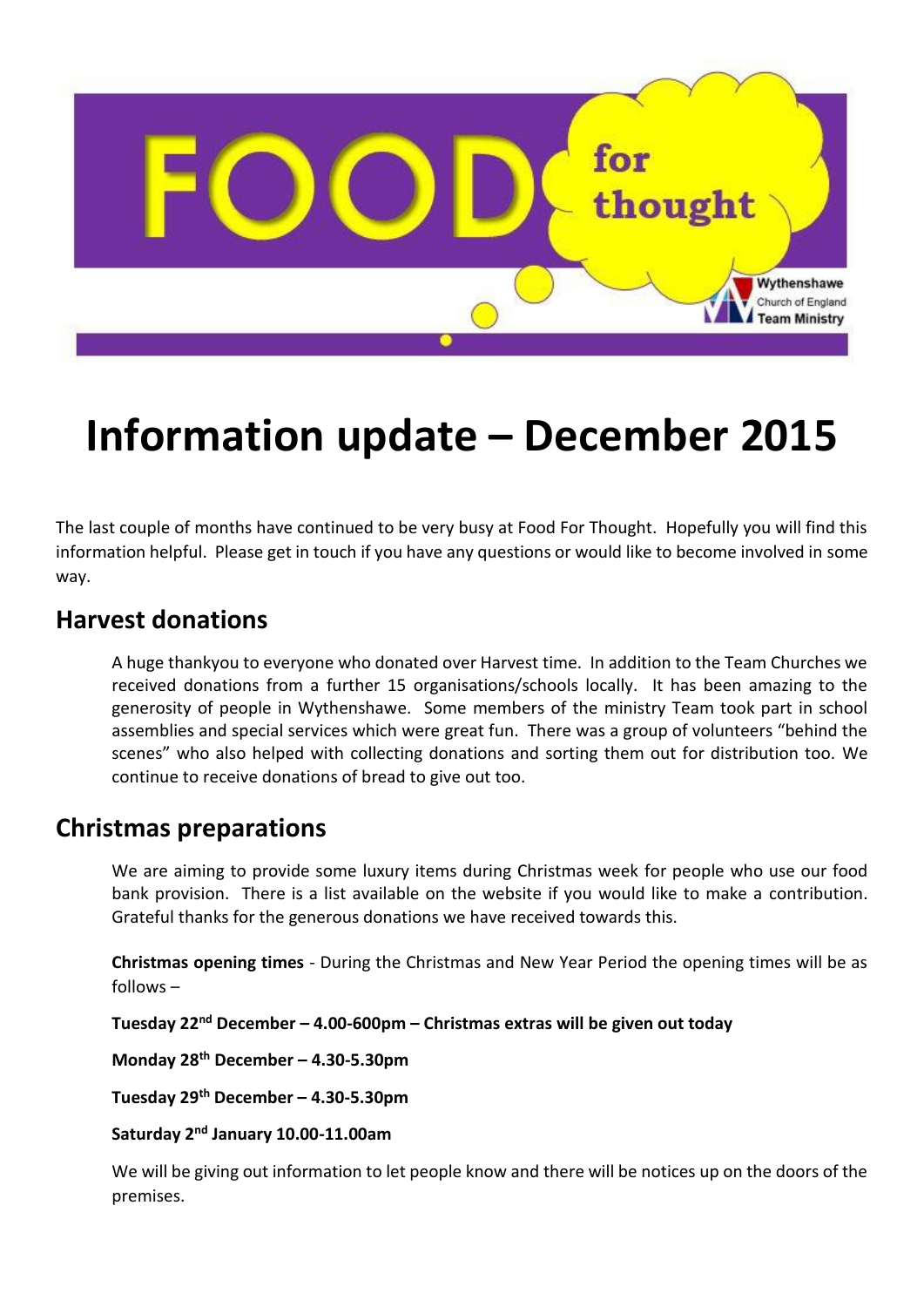# Information update – December 2015

The last couple of months have continued to be very busy at Food For Thought. Hopefully you will find this information helpful. Please get in touch if you have any questions or would like to become involved in some way.

## Harvest donations

A huge thankyou to everyone who donated over Harvest time. In addition to the Team Churches we received donations from a further 15 organisations/schools locally. It has been amazing to the generosity of people in Wythenshawe. Some members of the ministry Team took part in school assemblies and special services which were great fun. There was a group of volunteers "behind the scenes" who also helped with collecting donations and sorting them out for distribution too. We continue to receive donations of bread to give out too.

## Christmas preparations

We are aiming to provide some luxury items during Christmas week for people who use our food bank provision. There is a list available on the website if you would like to make a contribution. Grateful thanks for the generous donations we have received towards this.

**Christmas opening times** - During the Christmas and New Year Period the opening times will be as follows –

**Tuesday 22nd December – 4.00-600pm – Christmas extras will be given out today**

**Monday 28th December – 4.30-5.30pm**

**Tuesday 29th December – 4.30-5.30pm**

**Saturday 2nd January 10.00-11.00am**

We will be giving out information to let people know and there will be notices up on the doors of the premises.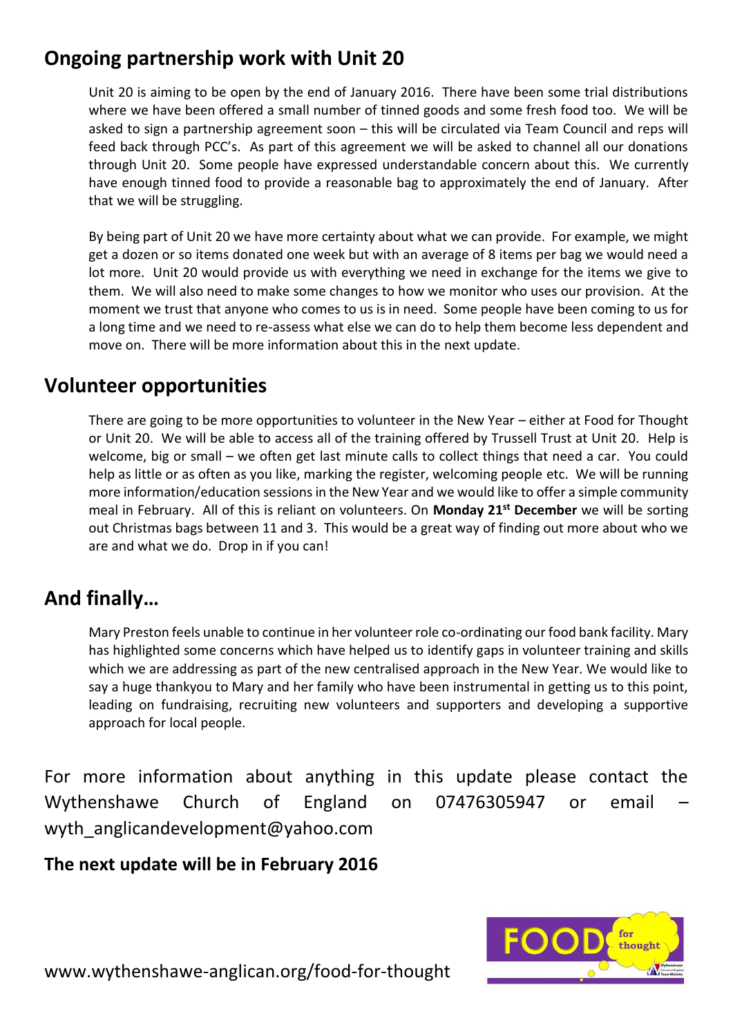## Ongoing partnership work with Unit 20

Unit 20 is aiming to be open by the end of January 2016. There have been some trial distributions where we have been offered a small number of tinned goods and some fresh food too. We will be asked to sign a partnership agreement soon – this will be circulated via Team Council and reps will feed back through PCC's. As part of this agreement we will be asked to channel all our donations through Unit 20. Some people have expressed understandable concern about this. We currently have enough tinned food to provide a reasonable bag to approximately the end of January. After that we will be struggling.

By being part of Unit 20 we have more certainty about what we can provide. For example, we might get a dozen or so items donated one week but with an average of 8 items per bag we would need a lot more. Unit 20 would provide us with everything we need in exchange for the items we give to them. We will also need to make some changes to how we monitor who uses our provision. At the moment we trust that anyone who comes to us is in need. Some people have been coming to us for a long time and we need to re-assess what else we can do to help them become less dependent and move on. There will be more information about this in the next update.

## Volunteer opportunities

There are going to be more opportunities to volunteer in the New Year – either at Food for Thought or Unit 20. We will be able to access all of the training offered by Trussell Trust at Unit 20. Help is welcome, big or small – we often get last minute calls to collect things that need a car. You could help as little or as often as you like, marking the register, welcoming people etc. We will be running more information/education sessions in the New Year and we would like to offer a simple community meal in February. All of this is reliant on volunteers. On **Monday 21st December** we will be sorting out Christmas bags between 11 and 3. This would be a great way of finding out more about who we are and what we do. Drop in if you can!

## And finally…

Mary Preston feels unable to continue in her volunteer role co-ordinating our food bank facility. Mary has highlighted some concerns which have helped us to identify gaps in volunteer training and skills which we are addressing as part of the new centralised approach in the New Year. We would like to say a huge thankyou to Mary and her family who have been instrumental in getting us to this point, leading on fundraising, recruiting new volunteers and supporters and developing a supportive approach for local people.

For more information about anything in this update please contact the Wythenshawe Church of England on 07476305947 or email – wyth_anglicandevelopment@yahoo.com

**The next update will be in February 2016**

www.wythenshawe-anglican.org/food-for-thought